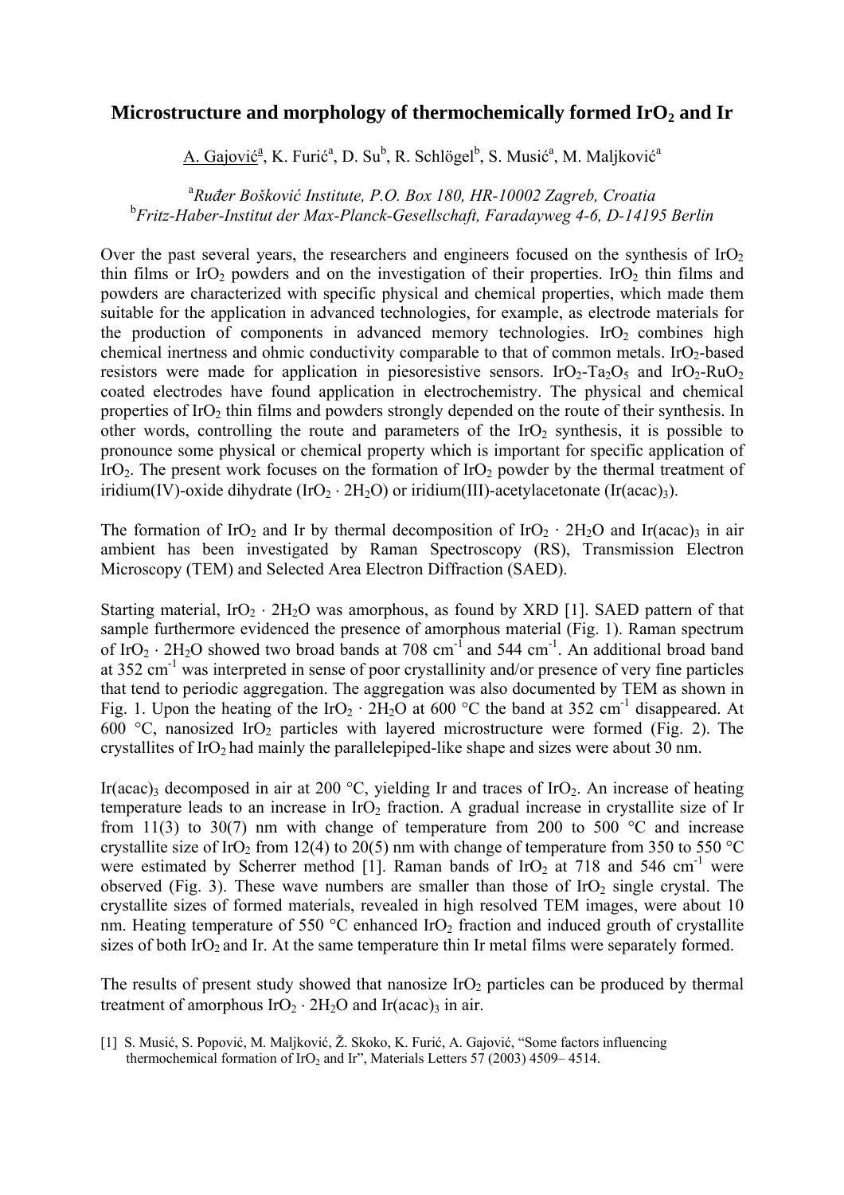# Microstructure and morphology of thermochemically formed $IrO_2$ and Ir

A. Gajović[a], K. Furić[a], D. Su[b], R. Schlögel[b], S. Musić[a], M. Maljković[a]

[a]*Ruđer Bošković Institute, P.O. Box 180, HR-10002 Zagreb, Croatia*
[b]*Fritz-Haber-Institut der Max-Planck-Gesellschaft, Faradayweg 4-6, D-14195 Berlin*

Over the past several years, the researchers and engineers focused on the synthesis of $IrO_2$ thin films or $IrO_2$ powders and on the investigation of their properties. $IrO_2$ thin films and powders are characterized with specific physical and chemical properties, which made them suitable for the application in advanced technologies, for example, as electrode materials for the production of components in advanced memory technologies. $IrO_2$ combines high chemical inertness and ohmic conductivity comparable to that of common metals. $IrO_2$-based resistors were made for application in piesoresistive sensors. $IrO_2$-$Ta_2O_5$ and $IrO_2$-$RuO_2$ coated electrodes have found application in electrochemistry. The physical and chemical properties of $IrO_2$ thin films and powders strongly depended on the route of their synthesis. In other words, controlling the route and parameters of the $IrO_2$ synthesis, it is possible to pronounce some physical or chemical property which is important for specific application of $IrO_2$. The present work focuses on the formation of $IrO_2$ powder by the thermal treatment of iridium(IV)-oxide dihydrate ($IrO_2 \cdot 2H_2O$) or iridium(III)-acetylacetonate ($Ir(acac)_3$).

The formation of $IrO_2$ and Ir by thermal decomposition of $IrO_2 \cdot 2H_2O$ and $Ir(acac)_3$ in air ambient has been investigated by Raman Spectroscopy (RS), Transmission Electron Microscopy (TEM) and Selected Area Electron Diffraction (SAED).

Starting material, $IrO_2 \cdot 2H_2O$ was amorphous, as found by XRD [1]. SAED pattern of that sample furthermore evidenced the presence of amorphous material (Fig. 1). Raman spectrum of $IrO_2 \cdot 2H_2O$ showed two broad bands at 708 $cm^{-1}$ and 544 $cm^{-1}$. An additional broad band at 352 $cm^{-1}$ was interpreted in sense of poor crystallinity and/or presence of very fine particles that tend to periodic aggregation. The aggregation was also documented by TEM as shown in Fig. 1. Upon the heating of the $IrO_2 \cdot 2H_2O$ at 600 °C the band at 352 $cm^{-1}$ disappeared. At 600 °C, nanosized $IrO_2$ particles with layered microstructure were formed (Fig. 2). The crystallites of $IrO_2$ had mainly the parallelepiped-like shape and sizes were about 30 nm.

$Ir(acac)_3$ decomposed in air at 200 °C, yielding Ir and traces of $IrO_2$. An increase of heating temperature leads to an increase in $IrO_2$ fraction. A gradual increase in crystallite size of Ir from 11(3) to 30(7) nm with change of temperature from 200 to 500 °C and increase crystallite size of $IrO_2$ from 12(4) to 20(5) nm with change of temperature from 350 to 550 °C were estimated by Scherrer method [1]. Raman bands of $IrO_2$ at 718 and 546 $cm^{-1}$ were observed (Fig. 3). These wave numbers are smaller than those of $IrO_2$ single crystal. The crystallite sizes of formed materials, revealed in high resolved TEM images, were about 10 nm. Heating temperature of 550 °C enhanced $IrO_2$ fraction and induced grouth of crystallite sizes of both $IrO_2$ and Ir. At the same temperature thin Ir metal films were separately formed.

The results of present study showed that nanosize $IrO_2$ particles can be produced by thermal treatment of amorphous $IrO_2 \cdot 2H_2O$ and $Ir(acac)_3$ in air.

[1] S. Musić, S. Popović, M. Maljković, Ž. Skoko, K. Furić, A. Gajović, "Some factors influencing thermochemical formation of $IrO_2$ and Ir", Materials Letters 57 (2003) 4509– 4514.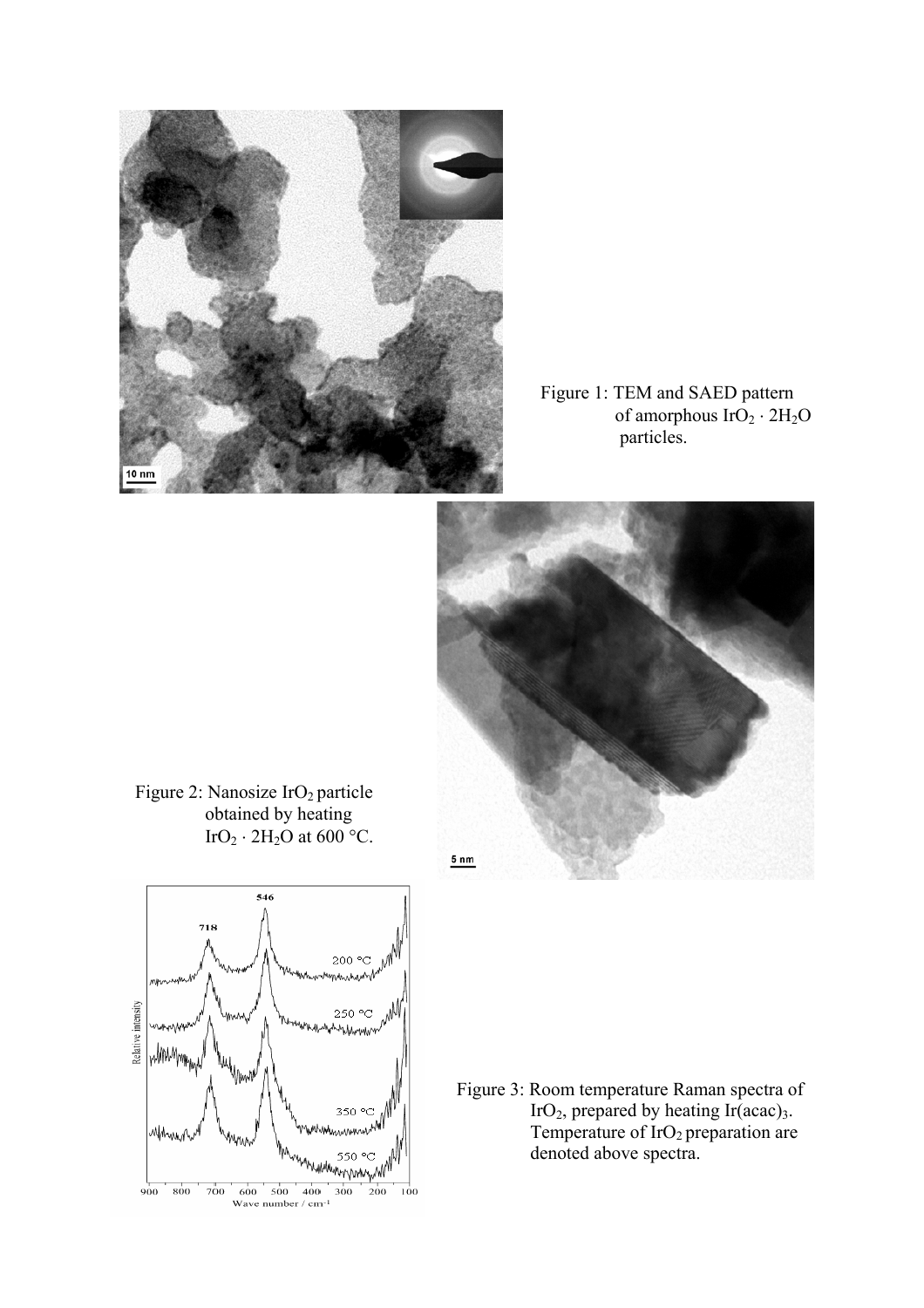10 nm

Figure 1: TEM and SAED pattern of amorphous $IrO_2 \cdot 2H_2O$ particles.

5 nm

Figure 2: Nanosize $IrO_2$ particle obtained by heating $IrO_2 \cdot 2H_2O$ at 600 °C.

718

546

200 °C

250 °C

350 °C

550 °C

Relative intensity

900 800 700 600 500 400 300 200 100

Wave number / cm$^{-1}$

Figure 3: Room temperature Raman spectra of $IrO_2$, prepared by heating $Ir(acac)_3$. Temperature of $IrO_2$ preparation are denoted above spectra.